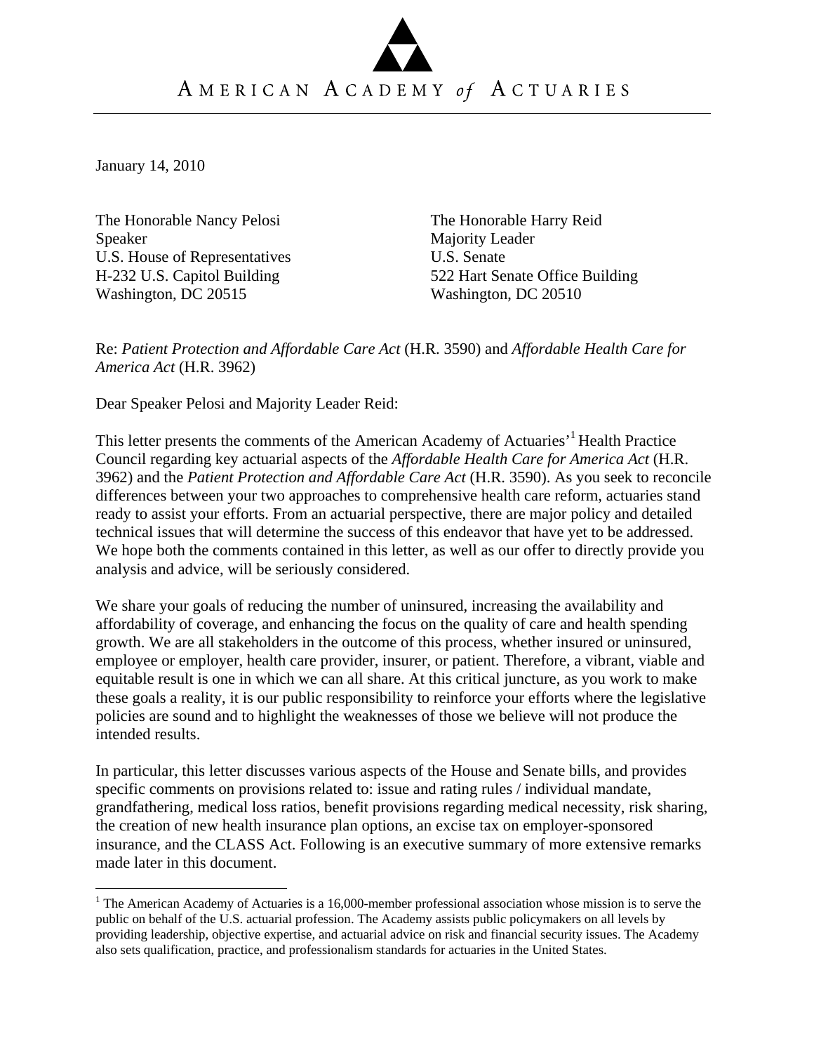# AMERICAN ACADEMY *of* ACTUARIES

January 14, 2010

The Honorable Nancy Pelosi
Speaker
U.S. House of Representatives
H-232 U.S. Capitol Building
Washington, DC 20515

The Honorable Harry Reid
Majority Leader
U.S. Senate
522 Hart Senate Office Building
Washington, DC 20510

Re: *Patient Protection and Affordable Care Act* (H.R. 3590) and *Affordable Health Care for America Act* (H.R. 3962)

Dear Speaker Pelosi and Majority Leader Reid:

This letter presents the comments of the American Academy of Actuaries'[1] Health Practice Council regarding key actuarial aspects of the *Affordable Health Care for America Act* (H.R. 3962) and the *Patient Protection and Affordable Care Act* (H.R. 3590). As you seek to reconcile differences between your two approaches to comprehensive health care reform, actuaries stand ready to assist your efforts. From an actuarial perspective, there are major policy and detailed technical issues that will determine the success of this endeavor that have yet to be addressed. We hope both the comments contained in this letter, as well as our offer to directly provide you analysis and advice, will be seriously considered.

We share your goals of reducing the number of uninsured, increasing the availability and affordability of coverage, and enhancing the focus on the quality of care and health spending growth. We are all stakeholders in the outcome of this process, whether insured or uninsured, employee or employer, health care provider, insurer, or patient. Therefore, a vibrant, viable and equitable result is one in which we can all share. At this critical juncture, as you work to make these goals a reality, it is our public responsibility to reinforce your efforts where the legislative policies are sound and to highlight the weaknesses of those we believe will not produce the intended results.

In particular, this letter discusses various aspects of the House and Senate bills, and provides specific comments on provisions related to: issue and rating rules / individual mandate, grandfathering, medical loss ratios, benefit provisions regarding medical necessity, risk sharing, the creation of new health insurance plan options, an excise tax on employer-sponsored insurance, and the CLASS Act. Following is an executive summary of more extensive remarks made later in this document.

[1] The American Academy of Actuaries is a 16,000-member professional association whose mission is to serve the public on behalf of the U.S. actuarial profession. The Academy assists public policymakers on all levels by providing leadership, objective expertise, and actuarial advice on risk and financial security issues. The Academy also sets qualification, practice, and professionalism standards for actuaries in the United States.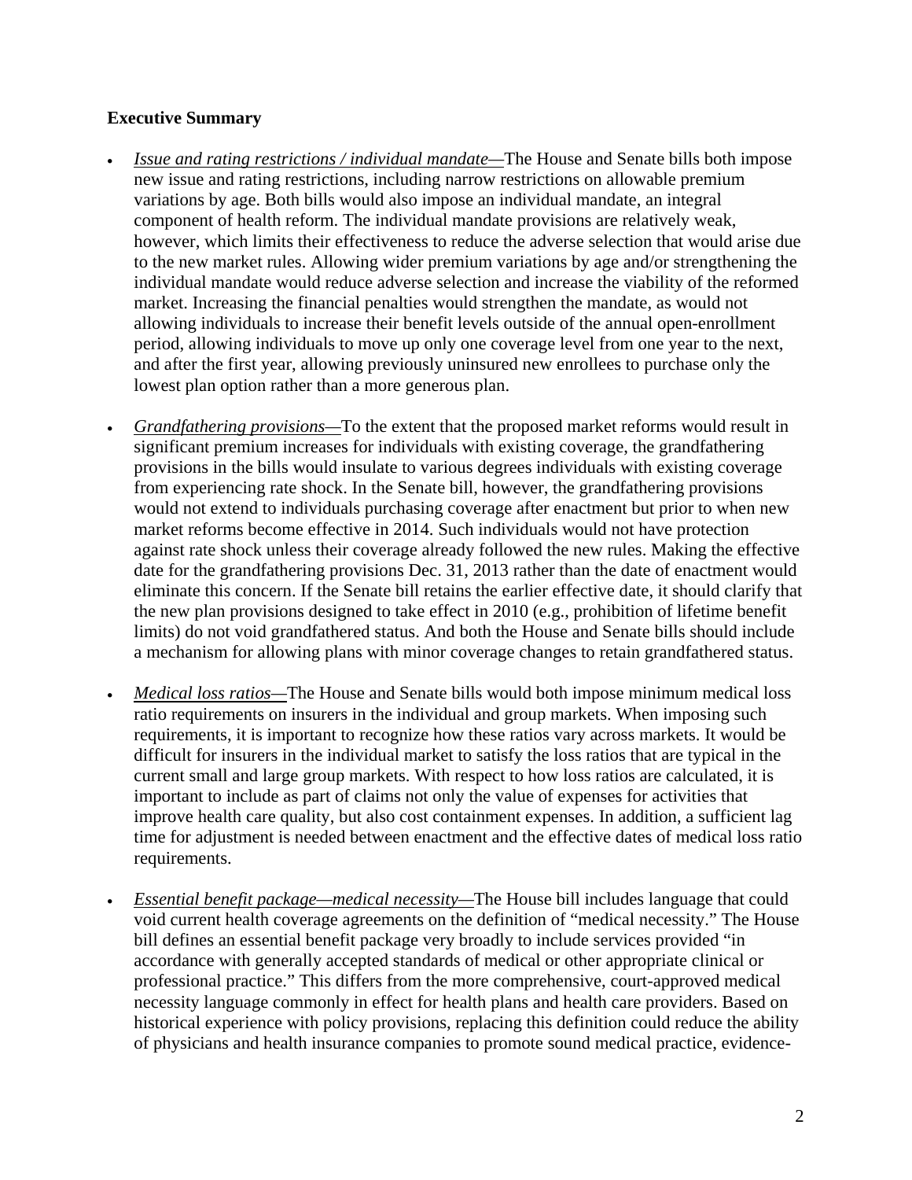**Executive Summary**

- *Issue and rating restrictions / individual mandate*—The House and Senate bills both impose new issue and rating restrictions, including narrow restrictions on allowable premium variations by age. Both bills would also impose an individual mandate, an integral component of health reform. The individual mandate provisions are relatively weak, however, which limits their effectiveness to reduce the adverse selection that would arise due to the new market rules. Allowing wider premium variations by age and/or strengthening the individual mandate would reduce adverse selection and increase the viability of the reformed market. Increasing the financial penalties would strengthen the mandate, as would not allowing individuals to increase their benefit levels outside of the annual open-enrollment period, allowing individuals to move up only one coverage level from one year to the next, and after the first year, allowing previously uninsured new enrollees to purchase only the lowest plan option rather than a more generous plan.

- *Grandfathering provisions*—To the extent that the proposed market reforms would result in significant premium increases for individuals with existing coverage, the grandfathering provisions in the bills would insulate to various degrees individuals with existing coverage from experiencing rate shock. In the Senate bill, however, the grandfathering provisions would not extend to individuals purchasing coverage after enactment but prior to when new market reforms become effective in 2014. Such individuals would not have protection against rate shock unless their coverage already followed the new rules. Making the effective date for the grandfathering provisions Dec. 31, 2013 rather than the date of enactment would eliminate this concern. If the Senate bill retains the earlier effective date, it should clarify that the new plan provisions designed to take effect in 2010 (e.g., prohibition of lifetime benefit limits) do not void grandfathered status. And both the House and Senate bills should include a mechanism for allowing plans with minor coverage changes to retain grandfathered status.

- *Medical loss ratios*—The House and Senate bills would both impose minimum medical loss ratio requirements on insurers in the individual and group markets. When imposing such requirements, it is important to recognize how these ratios vary across markets. It would be difficult for insurers in the individual market to satisfy the loss ratios that are typical in the current small and large group markets. With respect to how loss ratios are calculated, it is important to include as part of claims not only the value of expenses for activities that improve health care quality, but also cost containment expenses. In addition, a sufficient lag time for adjustment is needed between enactment and the effective dates of medical loss ratio requirements.

- *Essential benefit package—medical necessity*—The House bill includes language that could void current health coverage agreements on the definition of "medical necessity." The House bill defines an essential benefit package very broadly to include services provided "in accordance with generally accepted standards of medical or other appropriate clinical or professional practice." This differs from the more comprehensive, court-approved medical necessity language commonly in effect for health plans and health care providers. Based on historical experience with policy provisions, replacing this definition could reduce the ability of physicians and health insurance companies to promote sound medical practice, evidence-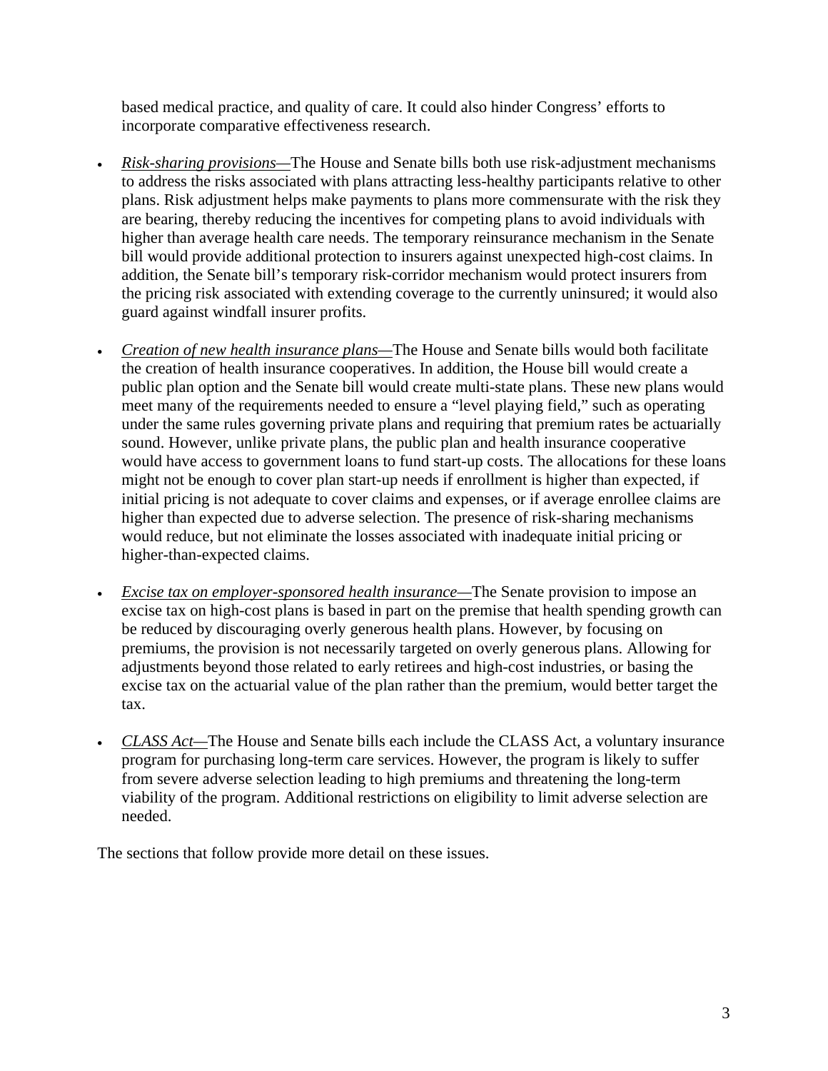based medical practice, and quality of care. It could also hinder Congress' efforts to incorporate comparative effectiveness research.

- *Risk-sharing provisions*—The House and Senate bills both use risk-adjustment mechanisms to address the risks associated with plans attracting less-healthy participants relative to other plans. Risk adjustment helps make payments to plans more commensurate with the risk they are bearing, thereby reducing the incentives for competing plans to avoid individuals with higher than average health care needs. The temporary reinsurance mechanism in the Senate bill would provide additional protection to insurers against unexpected high-cost claims. In addition, the Senate bill's temporary risk-corridor mechanism would protect insurers from the pricing risk associated with extending coverage to the currently uninsured; it would also guard against windfall insurer profits.

- *Creation of new health insurance plans*—The House and Senate bills would both facilitate the creation of health insurance cooperatives. In addition, the House bill would create a public plan option and the Senate bill would create multi-state plans. These new plans would meet many of the requirements needed to ensure a "level playing field," such as operating under the same rules governing private plans and requiring that premium rates be actuarially sound. However, unlike private plans, the public plan and health insurance cooperative would have access to government loans to fund start-up costs. The allocations for these loans might not be enough to cover plan start-up needs if enrollment is higher than expected, if initial pricing is not adequate to cover claims and expenses, or if average enrollee claims are higher than expected due to adverse selection. The presence of risk-sharing mechanisms would reduce, but not eliminate the losses associated with inadequate initial pricing or higher-than-expected claims.

- *Excise tax on employer-sponsored health insurance*—The Senate provision to impose an excise tax on high-cost plans is based in part on the premise that health spending growth can be reduced by discouraging overly generous health plans. However, by focusing on premiums, the provision is not necessarily targeted on overly generous plans. Allowing for adjustments beyond those related to early retirees and high-cost industries, or basing the excise tax on the actuarial value of the plan rather than the premium, would better target the tax.

- *CLASS Act*—The House and Senate bills each include the CLASS Act, a voluntary insurance program for purchasing long-term care services. However, the program is likely to suffer from severe adverse selection leading to high premiums and threatening the long-term viability of the program. Additional restrictions on eligibility to limit adverse selection are needed.

The sections that follow provide more detail on these issues.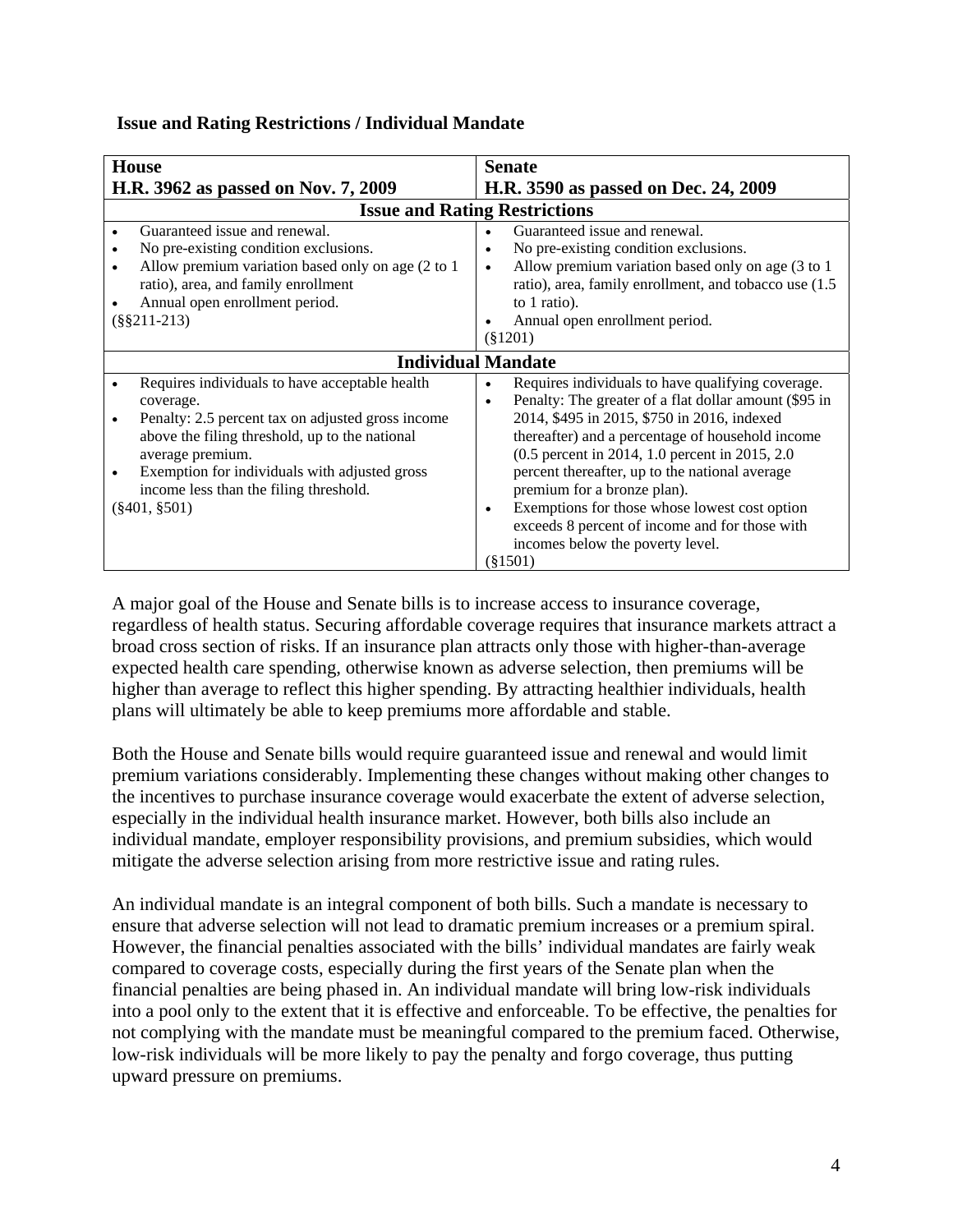**Issue and Rating Restrictions / Individual Mandate**

| House<br>H.R. 3962 as passed on Nov. 7, 2009 | Senate<br>H.R. 3590 as passed on Dec. 24, 2009 |
|---|---|
| **Issue and Rating Restrictions** | |
| • Guaranteed issue and renewal.<br>• No pre-existing condition exclusions.<br>• Allow premium variation based only on age (2 to 1 ratio), area, and family enrollment<br>• Annual open enrollment period.<br>(§§211-213) | • Guaranteed issue and renewal.<br>• No pre-existing condition exclusions.<br>• Allow premium variation based only on age (3 to 1 ratio), area, family enrollment, and tobacco use (1.5 to 1 ratio).<br>• Annual open enrollment period.<br>(§1201) |
| **Individual Mandate** | |
| • Requires individuals to have acceptable health coverage.<br>• Penalty: 2.5 percent tax on adjusted gross income above the filing threshold, up to the national average premium.<br>• Exemption for individuals with adjusted gross income less than the filing threshold.<br>(§401, §501) | • Requires individuals to have qualifying coverage.<br>• Penalty: The greater of a flat dollar amount ($95 in 2014, $495 in 2015, $750 in 2016, indexed thereafter) and a percentage of household income (0.5 percent in 2014, 1.0 percent in 2015, 2.0 percent thereafter, up to the national average premium for a bronze plan).<br>• Exemptions for those whose lowest cost option exceeds 8 percent of income and for those with incomes below the poverty level.<br>(§1501) |

A major goal of the House and Senate bills is to increase access to insurance coverage, regardless of health status. Securing affordable coverage requires that insurance markets attract a broad cross section of risks. If an insurance plan attracts only those with higher-than-average expected health care spending, otherwise known as adverse selection, then premiums will be higher than average to reflect this higher spending. By attracting healthier individuals, health plans will ultimately be able to keep premiums more affordable and stable.

Both the House and Senate bills would require guaranteed issue and renewal and would limit premium variations considerably. Implementing these changes without making other changes to the incentives to purchase insurance coverage would exacerbate the extent of adverse selection, especially in the individual health insurance market. However, both bills also include an individual mandate, employer responsibility provisions, and premium subsidies, which would mitigate the adverse selection arising from more restrictive issue and rating rules.

An individual mandate is an integral component of both bills. Such a mandate is necessary to ensure that adverse selection will not lead to dramatic premium increases or a premium spiral. However, the financial penalties associated with the bills' individual mandates are fairly weak compared to coverage costs, especially during the first years of the Senate plan when the financial penalties are being phased in. An individual mandate will bring low-risk individuals into a pool only to the extent that it is effective and enforceable. To be effective, the penalties for not complying with the mandate must be meaningful compared to the premium faced. Otherwise, low-risk individuals will be more likely to pay the penalty and forgo coverage, thus putting upward pressure on premiums.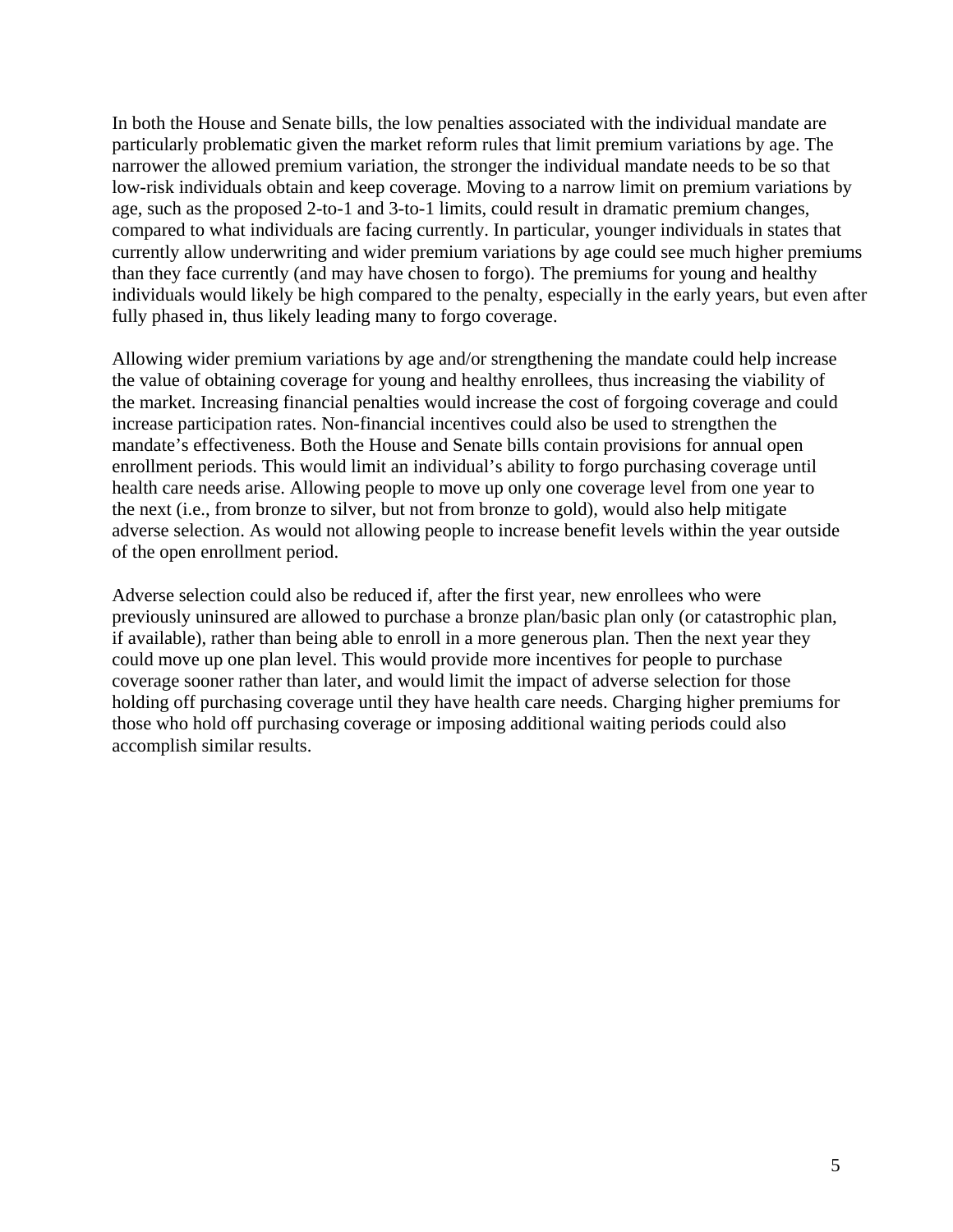In both the House and Senate bills, the low penalties associated with the individual mandate are particularly problematic given the market reform rules that limit premium variations by age. The narrower the allowed premium variation, the stronger the individual mandate needs to be so that low-risk individuals obtain and keep coverage. Moving to a narrow limit on premium variations by age, such as the proposed 2-to-1 and 3-to-1 limits, could result in dramatic premium changes, compared to what individuals are facing currently. In particular, younger individuals in states that currently allow underwriting and wider premium variations by age could see much higher premiums than they face currently (and may have chosen to forgo). The premiums for young and healthy individuals would likely be high compared to the penalty, especially in the early years, but even after fully phased in, thus likely leading many to forgo coverage.

Allowing wider premium variations by age and/or strengthening the mandate could help increase the value of obtaining coverage for young and healthy enrollees, thus increasing the viability of the market. Increasing financial penalties would increase the cost of forgoing coverage and could increase participation rates. Non-financial incentives could also be used to strengthen the mandate's effectiveness. Both the House and Senate bills contain provisions for annual open enrollment periods. This would limit an individual's ability to forgo purchasing coverage until health care needs arise. Allowing people to move up only one coverage level from one year to the next (i.e., from bronze to silver, but not from bronze to gold), would also help mitigate adverse selection. As would not allowing people to increase benefit levels within the year outside of the open enrollment period.

Adverse selection could also be reduced if, after the first year, new enrollees who were previously uninsured are allowed to purchase a bronze plan/basic plan only (or catastrophic plan, if available), rather than being able to enroll in a more generous plan. Then the next year they could move up one plan level. This would provide more incentives for people to purchase coverage sooner rather than later, and would limit the impact of adverse selection for those holding off purchasing coverage until they have health care needs. Charging higher premiums for those who hold off purchasing coverage or imposing additional waiting periods could also accomplish similar results.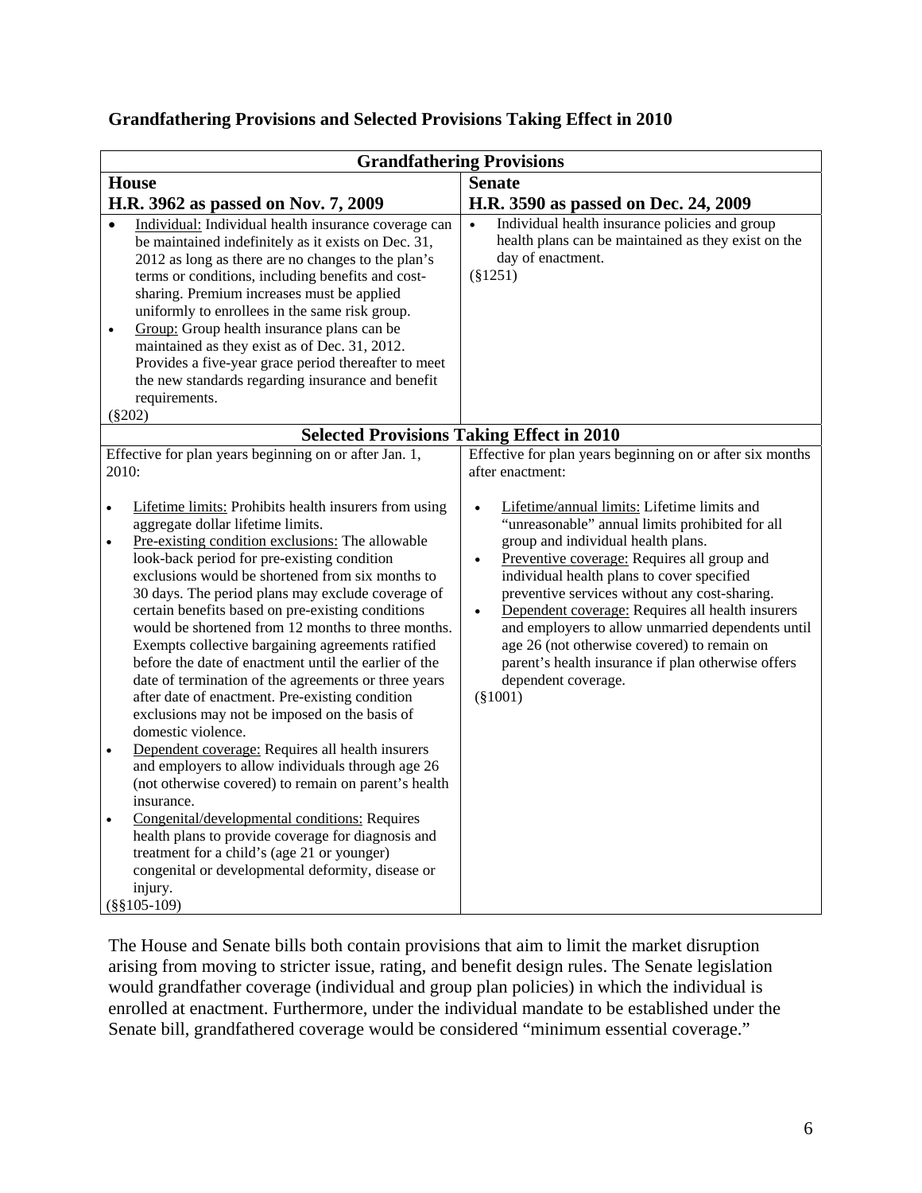## Grandfathering Provisions and Selected Provisions Taking Effect in 2010

| **Grandfathering Provisions** | |
|---|---|
| **House**<br>**H.R. 3962 as passed on Nov. 7, 2009** | **Senate**<br>**H.R. 3590 as passed on Dec. 24, 2009** |
| • Individual: Individual health insurance coverage can be maintained indefinitely as it exists on Dec. 31, 2012 as long as there are no changes to the plan's terms or conditions, including benefits and cost-sharing. Premium increases must be applied uniformly to enrollees in the same risk group.<br>• Group: Group health insurance plans can be maintained as they exist as of Dec. 31, 2012. Provides a five-year grace period thereafter to meet the new standards regarding insurance and benefit requirements.<br>(§202) | • Individual health insurance policies and group health plans can be maintained as they exist on the day of enactment.<br>(§1251) |
| **Selected Provisions Taking Effect in 2010** | |
| Effective for plan years beginning on or after Jan. 1, 2010:<br><br>• Lifetime limits: Prohibits health insurers from using aggregate dollar lifetime limits.<br>• Pre-existing condition exclusions: The allowable look-back period for pre-existing condition exclusions would be shortened from six months to 30 days. The period plans may exclude coverage of certain benefits based on pre-existing conditions would be shortened from 12 months to three months. Exempts collective bargaining agreements ratified before the date of enactment until the earlier of the date of termination of the agreements or three years after date of enactment. Pre-existing condition exclusions may not be imposed on the basis of domestic violence.<br>• Dependent coverage: Requires all health insurers and employers to allow individuals through age 26 (not otherwise covered) to remain on parent's health insurance.<br>• Congenital/developmental conditions: Requires health plans to provide coverage for diagnosis and treatment for a child's (age 21 or younger) congenital or developmental deformity, disease or injury.<br>(§§105-109) | Effective for plan years beginning on or after six months after enactment:<br><br>• Lifetime/annual limits: Lifetime limits and "unreasonable" annual limits prohibited for all group and individual health plans.<br>• Preventive coverage: Requires all group and individual health plans to cover specified preventive services without any cost-sharing.<br>• Dependent coverage: Requires all health insurers and employers to allow unmarried dependents until age 26 (not otherwise covered) to remain on parent's health insurance if plan otherwise offers dependent coverage.<br>(§1001) |

The House and Senate bills both contain provisions that aim to limit the market disruption arising from moving to stricter issue, rating, and benefit design rules. The Senate legislation would grandfather coverage (individual and group plan policies) in which the individual is enrolled at enactment. Furthermore, under the individual mandate to be established under the Senate bill, grandfathered coverage would be considered "minimum essential coverage."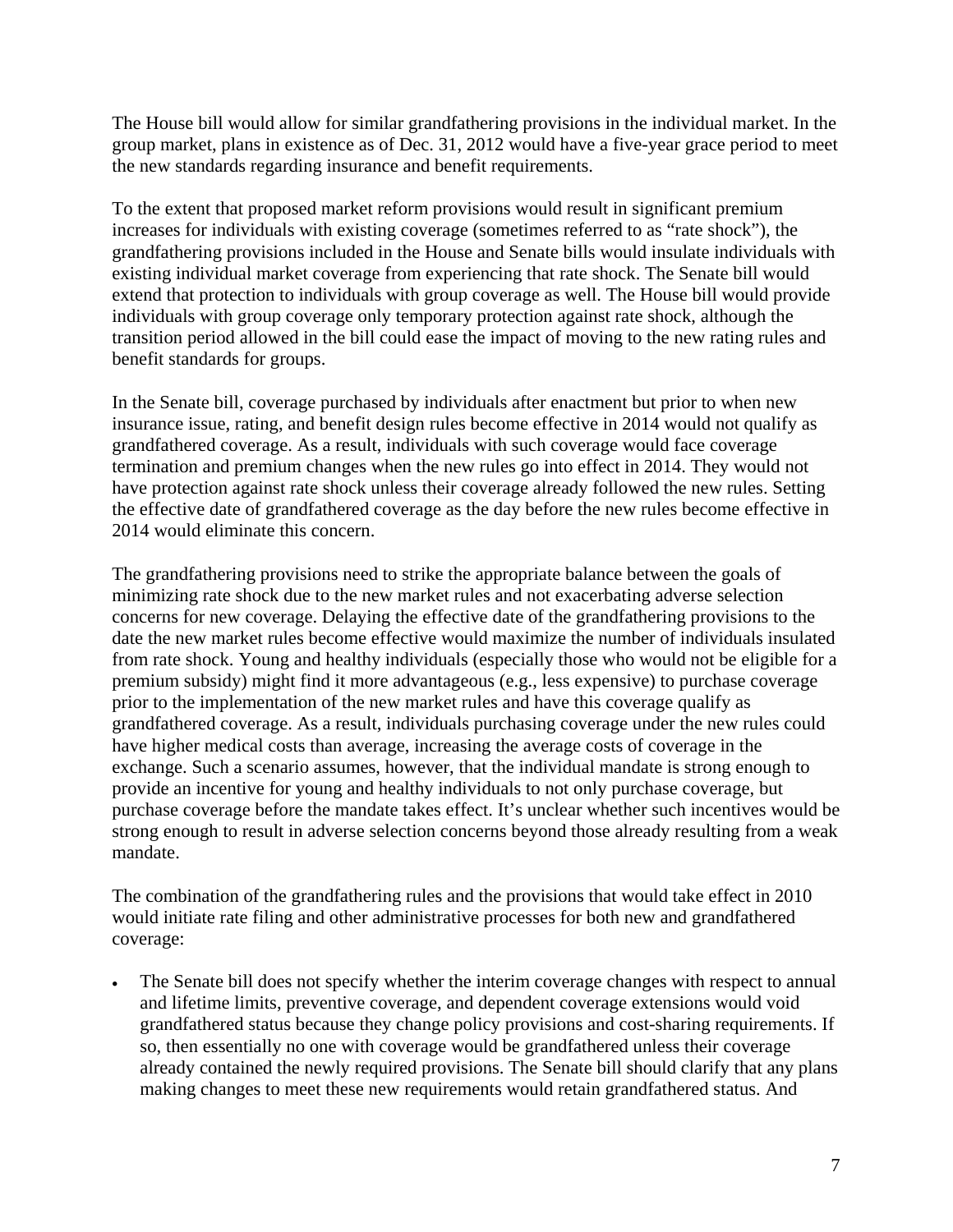The House bill would allow for similar grandfathering provisions in the individual market. In the group market, plans in existence as of Dec. 31, 2012 would have a five-year grace period to meet the new standards regarding insurance and benefit requirements.

To the extent that proposed market reform provisions would result in significant premium increases for individuals with existing coverage (sometimes referred to as "rate shock"), the grandfathering provisions included in the House and Senate bills would insulate individuals with existing individual market coverage from experiencing that rate shock. The Senate bill would extend that protection to individuals with group coverage as well. The House bill would provide individuals with group coverage only temporary protection against rate shock, although the transition period allowed in the bill could ease the impact of moving to the new rating rules and benefit standards for groups.

In the Senate bill, coverage purchased by individuals after enactment but prior to when new insurance issue, rating, and benefit design rules become effective in 2014 would not qualify as grandfathered coverage. As a result, individuals with such coverage would face coverage termination and premium changes when the new rules go into effect in 2014. They would not have protection against rate shock unless their coverage already followed the new rules. Setting the effective date of grandfathered coverage as the day before the new rules become effective in 2014 would eliminate this concern.

The grandfathering provisions need to strike the appropriate balance between the goals of minimizing rate shock due to the new market rules and not exacerbating adverse selection concerns for new coverage. Delaying the effective date of the grandfathering provisions to the date the new market rules become effective would maximize the number of individuals insulated from rate shock. Young and healthy individuals (especially those who would not be eligible for a premium subsidy) might find it more advantageous (e.g., less expensive) to purchase coverage prior to the implementation of the new market rules and have this coverage qualify as grandfathered coverage. As a result, individuals purchasing coverage under the new rules could have higher medical costs than average, increasing the average costs of coverage in the exchange. Such a scenario assumes, however, that the individual mandate is strong enough to provide an incentive for young and healthy individuals to not only purchase coverage, but purchase coverage before the mandate takes effect. It's unclear whether such incentives would be strong enough to result in adverse selection concerns beyond those already resulting from a weak mandate.

The combination of the grandfathering rules and the provisions that would take effect in 2010 would initiate rate filing and other administrative processes for both new and grandfathered coverage:

- The Senate bill does not specify whether the interim coverage changes with respect to annual and lifetime limits, preventive coverage, and dependent coverage extensions would void grandfathered status because they change policy provisions and cost-sharing requirements. If so, then essentially no one with coverage would be grandfathered unless their coverage already contained the newly required provisions. The Senate bill should clarify that any plans making changes to meet these new requirements would retain grandfathered status. And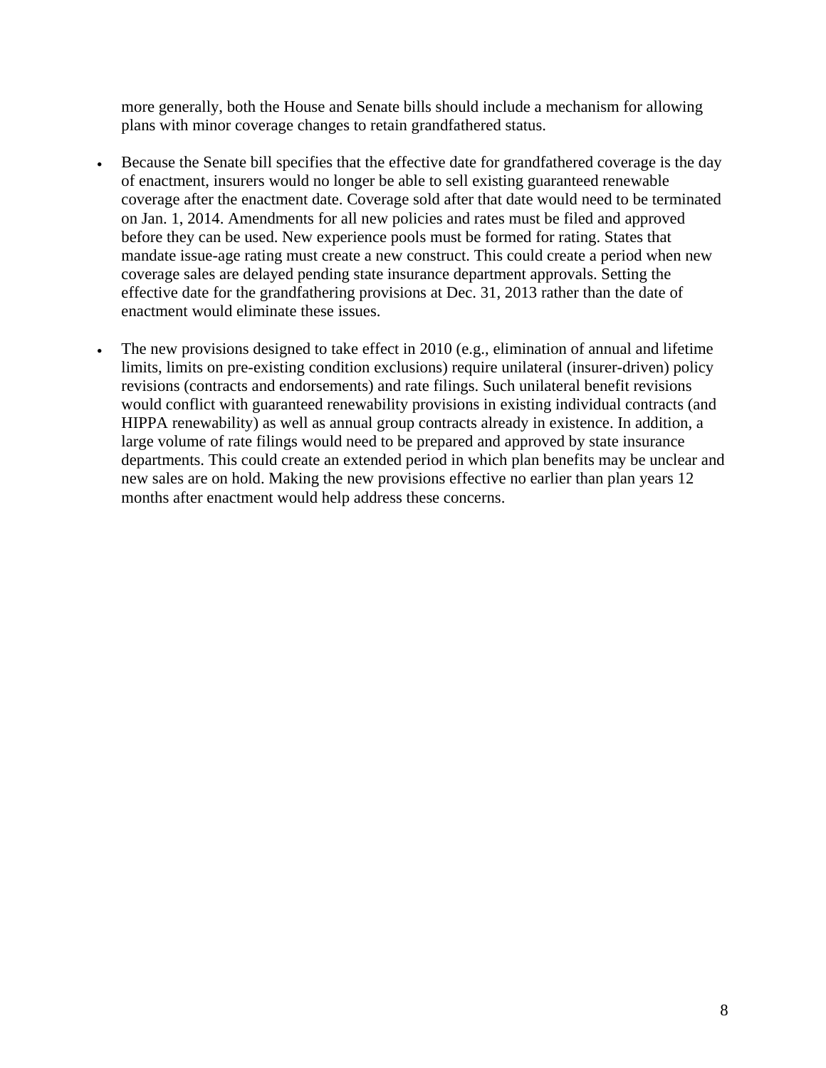more generally, both the House and Senate bills should include a mechanism for allowing plans with minor coverage changes to retain grandfathered status.

- Because the Senate bill specifies that the effective date for grandfathered coverage is the day of enactment, insurers would no longer be able to sell existing guaranteed renewable coverage after the enactment date. Coverage sold after that date would need to be terminated on Jan. 1, 2014. Amendments for all new policies and rates must be filed and approved before they can be used. New experience pools must be formed for rating. States that mandate issue-age rating must create a new construct. This could create a period when new coverage sales are delayed pending state insurance department approvals. Setting the effective date for the grandfathering provisions at Dec. 31, 2013 rather than the date of enactment would eliminate these issues.

- The new provisions designed to take effect in 2010 (e.g., elimination of annual and lifetime limits, limits on pre-existing condition exclusions) require unilateral (insurer-driven) policy revisions (contracts and endorsements) and rate filings. Such unilateral benefit revisions would conflict with guaranteed renewability provisions in existing individual contracts (and HIPPA renewability) as well as annual group contracts already in existence. In addition, a large volume of rate filings would need to be prepared and approved by state insurance departments. This could create an extended period in which plan benefits may be unclear and new sales are on hold. Making the new provisions effective no earlier than plan years 12 months after enactment would help address these concerns.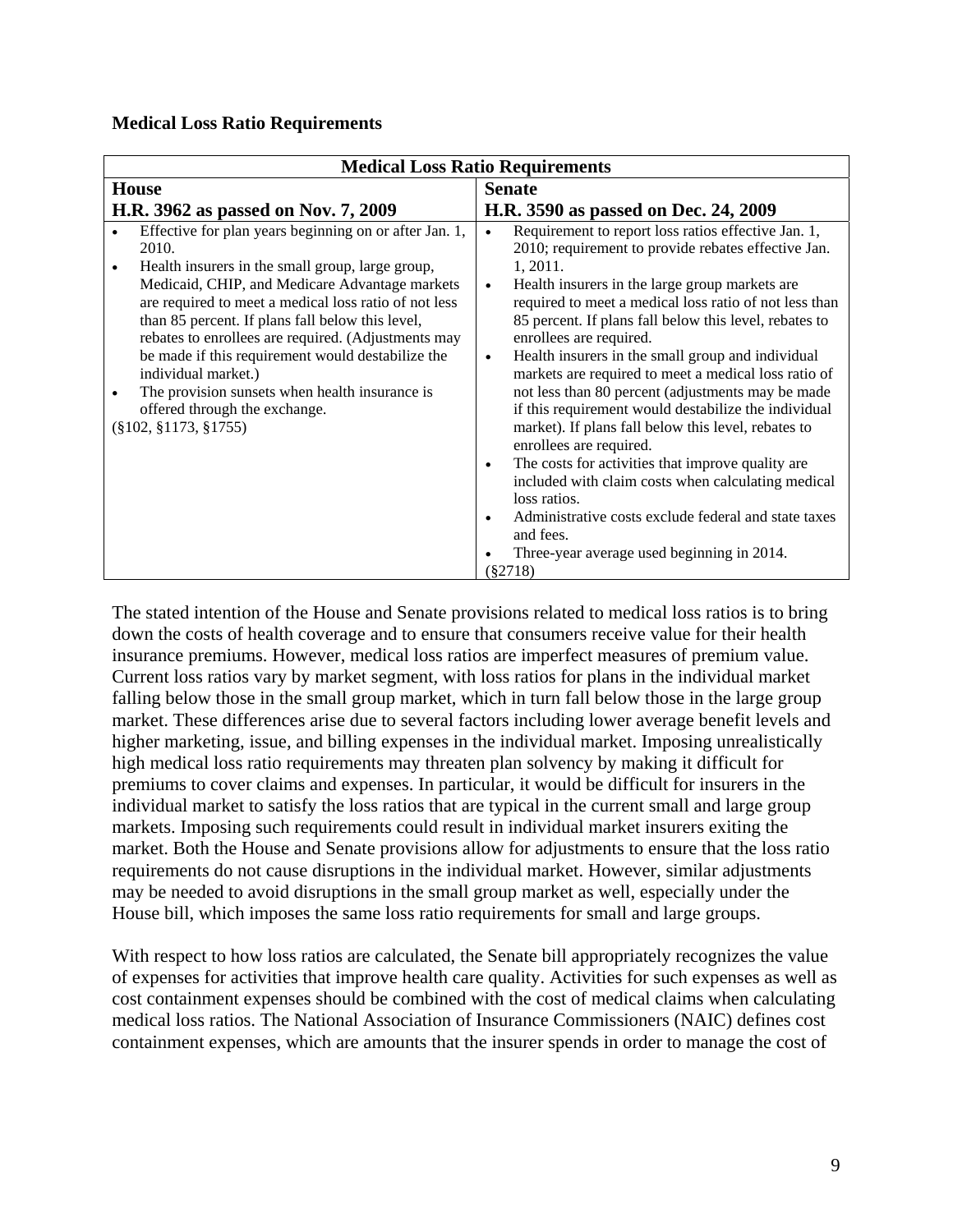**Medical Loss Ratio Requirements**

| Medical Loss Ratio Requirements | |
|---|---|
| **House**<br>**H.R. 3962 as passed on Nov. 7, 2009** | **Senate**<br>**H.R. 3590 as passed on Dec. 24, 2009** |
| • Effective for plan years beginning on or after Jan. 1, 2010.<br>• Health insurers in the small group, large group, Medicaid, CHIP, and Medicare Advantage markets are required to meet a medical loss ratio of not less than 85 percent. If plans fall below this level, rebates to enrollees are required. (Adjustments may be made if this requirement would destabilize the individual market.)<br>• The provision sunsets when health insurance is offered through the exchange.<br>(§102, §1173, §1755) | • Requirement to report loss ratios effective Jan. 1, 2010; requirement to provide rebates effective Jan. 1, 2011.<br>• Health insurers in the large group markets are required to meet a medical loss ratio of not less than 85 percent. If plans fall below this level, rebates to enrollees are required.<br>• Health insurers in the small group and individual markets are required to meet a medical loss ratio of not less than 80 percent (adjustments may be made if this requirement would destabilize the individual market). If plans fall below this level, rebates to enrollees are required.<br>• The costs for activities that improve quality are included with claim costs when calculating medical loss ratios.<br>• Administrative costs exclude federal and state taxes and fees.<br>• Three-year average used beginning in 2014.<br>(§2718) |

The stated intention of the House and Senate provisions related to medical loss ratios is to bring down the costs of health coverage and to ensure that consumers receive value for their health insurance premiums. However, medical loss ratios are imperfect measures of premium value. Current loss ratios vary by market segment, with loss ratios for plans in the individual market falling below those in the small group market, which in turn fall below those in the large group market. These differences arise due to several factors including lower average benefit levels and higher marketing, issue, and billing expenses in the individual market. Imposing unrealistically high medical loss ratio requirements may threaten plan solvency by making it difficult for premiums to cover claims and expenses. In particular, it would be difficult for insurers in the individual market to satisfy the loss ratios that are typical in the current small and large group markets. Imposing such requirements could result in individual market insurers exiting the market. Both the House and Senate provisions allow for adjustments to ensure that the loss ratio requirements do not cause disruptions in the individual market. However, similar adjustments may be needed to avoid disruptions in the small group market as well, especially under the House bill, which imposes the same loss ratio requirements for small and large groups.

With respect to how loss ratios are calculated, the Senate bill appropriately recognizes the value of expenses for activities that improve health care quality. Activities for such expenses as well as cost containment expenses should be combined with the cost of medical claims when calculating medical loss ratios. The National Association of Insurance Commissioners (NAIC) defines cost containment expenses, which are amounts that the insurer spends in order to manage the cost of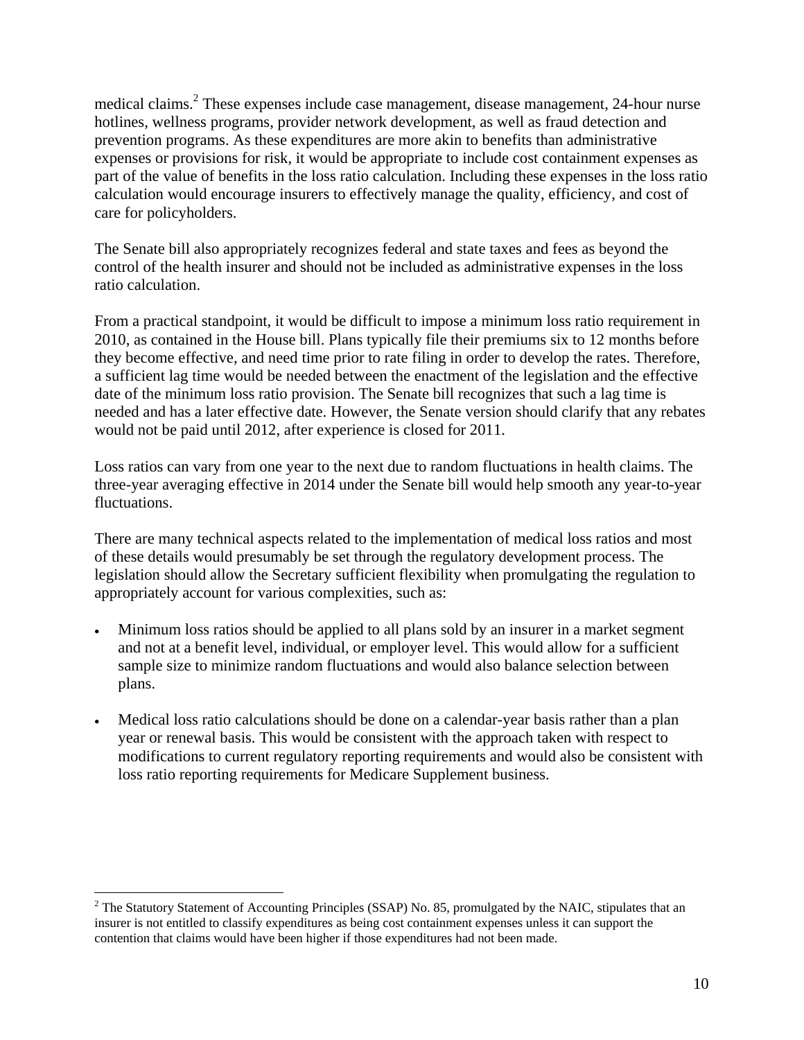medical claims.[2] These expenses include case management, disease management, 24-hour nurse hotlines, wellness programs, provider network development, as well as fraud detection and prevention programs. As these expenditures are more akin to benefits than administrative expenses or provisions for risk, it would be appropriate to include cost containment expenses as part of the value of benefits in the loss ratio calculation. Including these expenses in the loss ratio calculation would encourage insurers to effectively manage the quality, efficiency, and cost of care for policyholders.

The Senate bill also appropriately recognizes federal and state taxes and fees as beyond the control of the health insurer and should not be included as administrative expenses in the loss ratio calculation.

From a practical standpoint, it would be difficult to impose a minimum loss ratio requirement in 2010, as contained in the House bill. Plans typically file their premiums six to 12 months before they become effective, and need time prior to rate filing in order to develop the rates. Therefore, a sufficient lag time would be needed between the enactment of the legislation and the effective date of the minimum loss ratio provision. The Senate bill recognizes that such a lag time is needed and has a later effective date. However, the Senate version should clarify that any rebates would not be paid until 2012, after experience is closed for 2011.

Loss ratios can vary from one year to the next due to random fluctuations in health claims. The three-year averaging effective in 2014 under the Senate bill would help smooth any year-to-year fluctuations.

There are many technical aspects related to the implementation of medical loss ratios and most of these details would presumably be set through the regulatory development process. The legislation should allow the Secretary sufficient flexibility when promulgating the regulation to appropriately account for various complexities, such as:

- Minimum loss ratios should be applied to all plans sold by an insurer in a market segment and not at a benefit level, individual, or employer level. This would allow for a sufficient sample size to minimize random fluctuations and would also balance selection between plans.

- Medical loss ratio calculations should be done on a calendar-year basis rather than a plan year or renewal basis. This would be consistent with the approach taken with respect to modifications to current regulatory reporting requirements and would also be consistent with loss ratio reporting requirements for Medicare Supplement business.

[2] The Statutory Statement of Accounting Principles (SSAP) No. 85, promulgated by the NAIC, stipulates that an insurer is not entitled to classify expenditures as being cost containment expenses unless it can support the contention that claims would have been higher if those expenditures had not been made.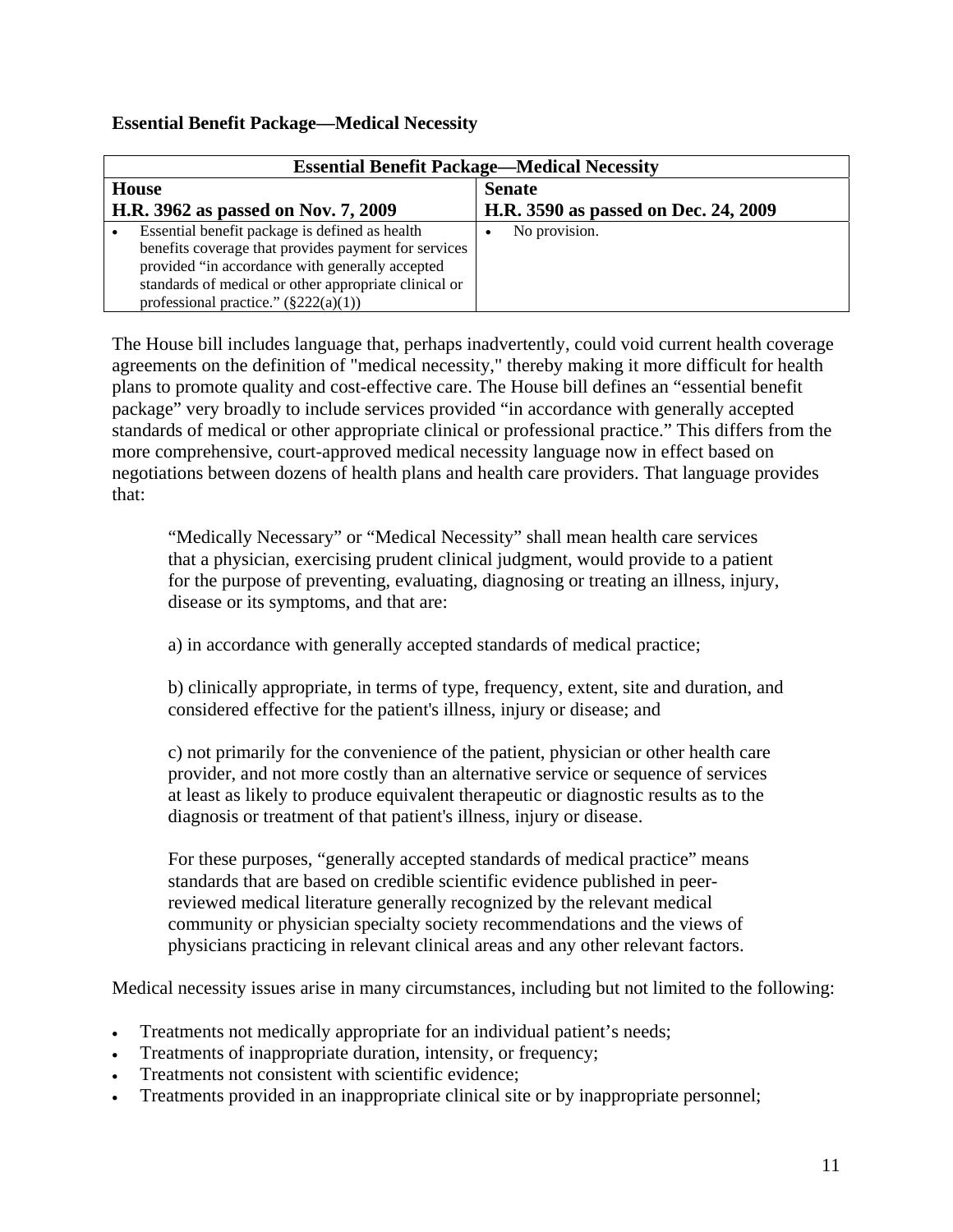**Essential Benefit Package—Medical Necessity**

| Essential Benefit Package—Medical Necessity | |
|---|---|
| **House**<br>**H.R. 3962 as passed on Nov. 7, 2009** | **Senate**<br>**H.R. 3590 as passed on Dec. 24, 2009** |
| • Essential benefit package is defined as health benefits coverage that provides payment for services provided "in accordance with generally accepted standards of medical or other appropriate clinical or professional practice." (§222(a)(1)) | • No provision. |

The House bill includes language that, perhaps inadvertently, could void current health coverage agreements on the definition of "medical necessity," thereby making it more difficult for health plans to promote quality and cost-effective care. The House bill defines an "essential benefit package" very broadly to include services provided "in accordance with generally accepted standards of medical or other appropriate clinical or professional practice." This differs from the more comprehensive, court-approved medical necessity language now in effect based on negotiations between dozens of health plans and health care providers. That language provides that:

> "Medically Necessary" or "Medical Necessity" shall mean health care services that a physician, exercising prudent clinical judgment, would provide to a patient for the purpose of preventing, evaluating, diagnosing or treating an illness, injury, disease or its symptoms, and that are:
>
> a) in accordance with generally accepted standards of medical practice;
>
> b) clinically appropriate, in terms of type, frequency, extent, site and duration, and considered effective for the patient's illness, injury or disease; and
>
> c) not primarily for the convenience of the patient, physician or other health care provider, and not more costly than an alternative service or sequence of services at least as likely to produce equivalent therapeutic or diagnostic results as to the diagnosis or treatment of that patient's illness, injury or disease.
>
> For these purposes, "generally accepted standards of medical practice" means standards that are based on credible scientific evidence published in peer-reviewed medical literature generally recognized by the relevant medical community or physician specialty society recommendations and the views of physicians practicing in relevant clinical areas and any other relevant factors.

Medical necessity issues arise in many circumstances, including but not limited to the following:

- Treatments not medically appropriate for an individual patient's needs;
- Treatments of inappropriate duration, intensity, or frequency;
- Treatments not consistent with scientific evidence;
- Treatments provided in an inappropriate clinical site or by inappropriate personnel;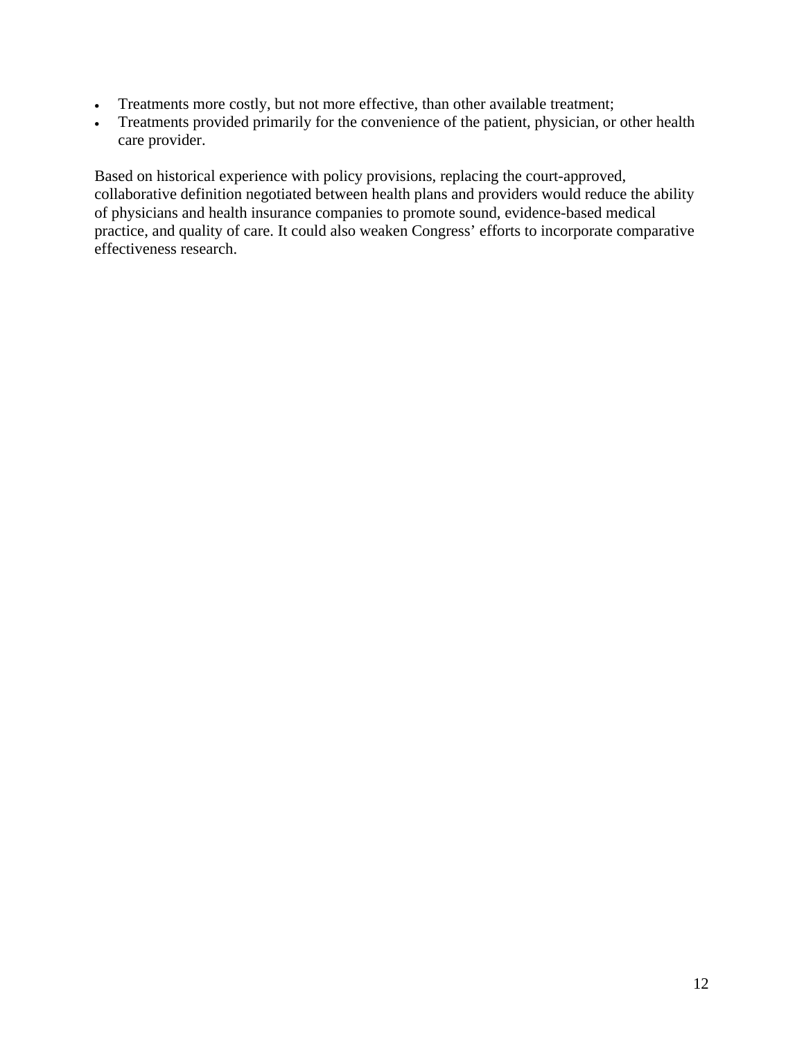- Treatments more costly, but not more effective, than other available treatment;
- Treatments provided primarily for the convenience of the patient, physician, or other health care provider.

Based on historical experience with policy provisions, replacing the court-approved, collaborative definition negotiated between health plans and providers would reduce the ability of physicians and health insurance companies to promote sound, evidence-based medical practice, and quality of care. It could also weaken Congress' efforts to incorporate comparative effectiveness research.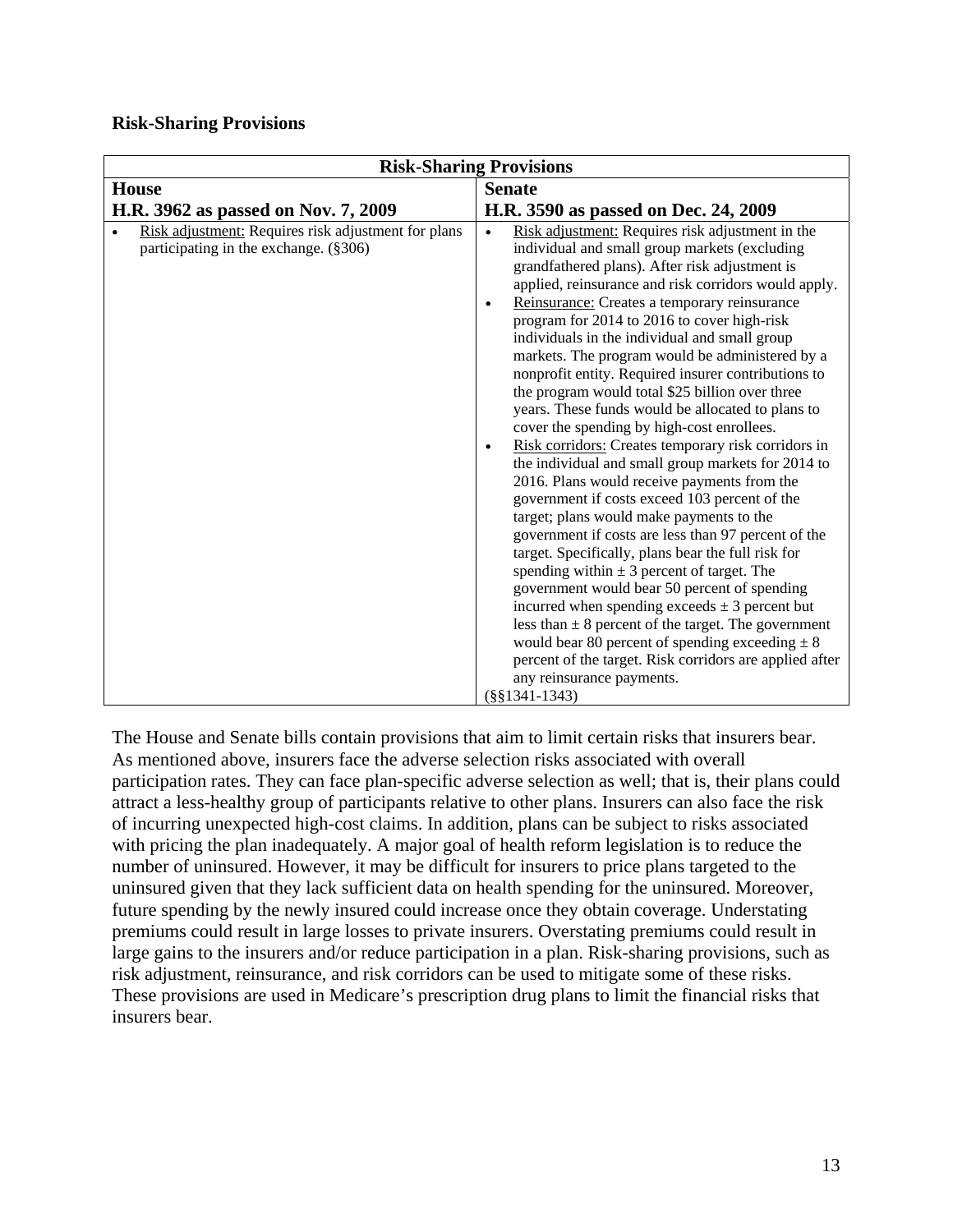**Risk-Sharing Provisions**

| Risk-Sharing Provisions | |
|---|---|
| **House**<br>**H.R. 3962 as passed on Nov. 7, 2009** | **Senate**<br>**H.R. 3590 as passed on Dec. 24, 2009** |
| • Risk adjustment: Requires risk adjustment for plans participating in the exchange. (§306) | • Risk adjustment: Requires risk adjustment in the individual and small group markets (excluding grandfathered plans). After risk adjustment is applied, reinsurance and risk corridors would apply.<br>• Reinsurance: Creates a temporary reinsurance program for 2014 to 2016 to cover high-risk individuals in the individual and small group markets. The program would be administered by a nonprofit entity. Required insurer contributions to the program would total $25 billion over three years. These funds would be allocated to plans to cover the spending by high-cost enrollees.<br>• Risk corridors: Creates temporary risk corridors in the individual and small group markets for 2014 to 2016. Plans would receive payments from the government if costs exceed 103 percent of the target; plans would make payments to the government if costs are less than 97 percent of the target. Specifically, plans bear the full risk for spending within ± 3 percent of target. The government would bear 50 percent of spending incurred when spending exceeds ± 3 percent but less than ± 8 percent of the target. The government would bear 80 percent of spending exceeding ± 8 percent of the target. Risk corridors are applied after any reinsurance payments.<br>(§§1341-1343) |

The House and Senate bills contain provisions that aim to limit certain risks that insurers bear. As mentioned above, insurers face the adverse selection risks associated with overall participation rates. They can face plan-specific adverse selection as well; that is, their plans could attract a less-healthy group of participants relative to other plans. Insurers can also face the risk of incurring unexpected high-cost claims. In addition, plans can be subject to risks associated with pricing the plan inadequately. A major goal of health reform legislation is to reduce the number of uninsured. However, it may be difficult for insurers to price plans targeted to the uninsured given that they lack sufficient data on health spending for the uninsured. Moreover, future spending by the newly insured could increase once they obtain coverage. Understating premiums could result in large losses to private insurers. Overstating premiums could result in large gains to the insurers and/or reduce participation in a plan. Risk-sharing provisions, such as risk adjustment, reinsurance, and risk corridors can be used to mitigate some of these risks. These provisions are used in Medicare's prescription drug plans to limit the financial risks that insurers bear.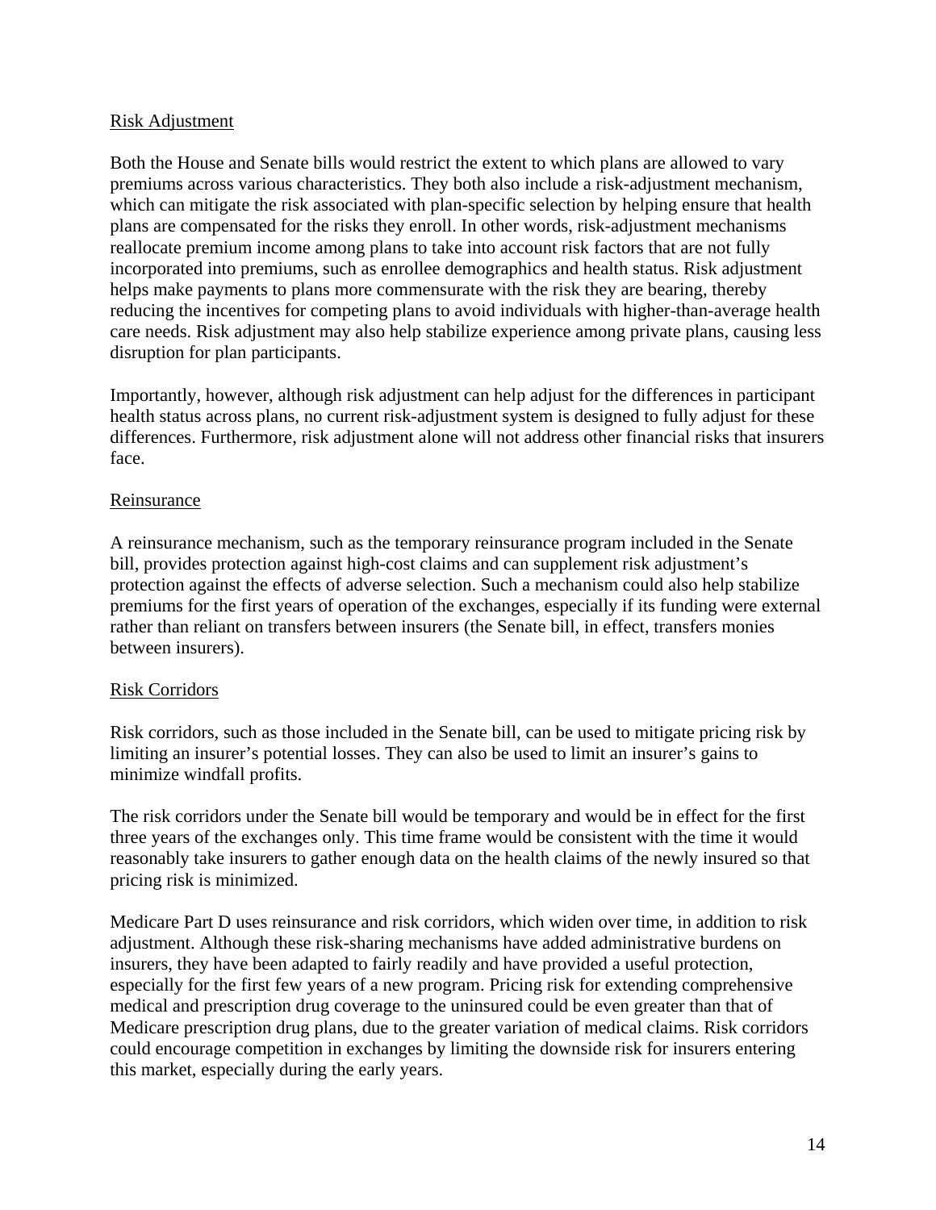### Risk Adjustment

Both the House and Senate bills would restrict the extent to which plans are allowed to vary premiums across various characteristics. They both also include a risk-adjustment mechanism, which can mitigate the risk associated with plan-specific selection by helping ensure that health plans are compensated for the risks they enroll. In other words, risk-adjustment mechanisms reallocate premium income among plans to take into account risk factors that are not fully incorporated into premiums, such as enrollee demographics and health status. Risk adjustment helps make payments to plans more commensurate with the risk they are bearing, thereby reducing the incentives for competing plans to avoid individuals with higher-than-average health care needs. Risk adjustment may also help stabilize experience among private plans, causing less disruption for plan participants.

Importantly, however, although risk adjustment can help adjust for the differences in participant health status across plans, no current risk-adjustment system is designed to fully adjust for these differences. Furthermore, risk adjustment alone will not address other financial risks that insurers face.

### Reinsurance

A reinsurance mechanism, such as the temporary reinsurance program included in the Senate bill, provides protection against high-cost claims and can supplement risk adjustment's protection against the effects of adverse selection. Such a mechanism could also help stabilize premiums for the first years of operation of the exchanges, especially if its funding were external rather than reliant on transfers between insurers (the Senate bill, in effect, transfers monies between insurers).

### Risk Corridors

Risk corridors, such as those included in the Senate bill, can be used to mitigate pricing risk by limiting an insurer's potential losses. They can also be used to limit an insurer's gains to minimize windfall profits.

The risk corridors under the Senate bill would be temporary and would be in effect for the first three years of the exchanges only. This time frame would be consistent with the time it would reasonably take insurers to gather enough data on the health claims of the newly insured so that pricing risk is minimized.

Medicare Part D uses reinsurance and risk corridors, which widen over time, in addition to risk adjustment. Although these risk-sharing mechanisms have added administrative burdens on insurers, they have been adapted to fairly readily and have provided a useful protection, especially for the first few years of a new program. Pricing risk for extending comprehensive medical and prescription drug coverage to the uninsured could be even greater than that of Medicare prescription drug plans, due to the greater variation of medical claims. Risk corridors could encourage competition in exchanges by limiting the downside risk for insurers entering this market, especially during the early years.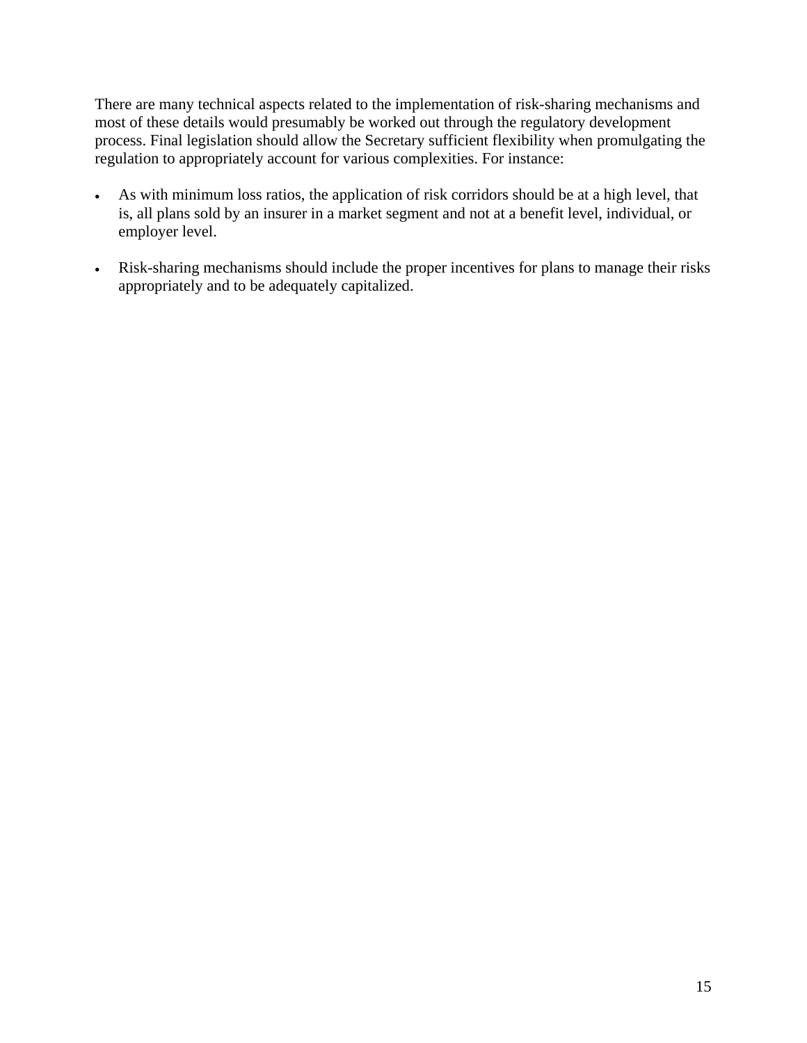There are many technical aspects related to the implementation of risk-sharing mechanisms and most of these details would presumably be worked out through the regulatory development process. Final legislation should allow the Secretary sufficient flexibility when promulgating the regulation to appropriately account for various complexities. For instance:

- As with minimum loss ratios, the application of risk corridors should be at a high level, that is, all plans sold by an insurer in a market segment and not at a benefit level, individual, or employer level.

- Risk-sharing mechanisms should include the proper incentives for plans to manage their risks appropriately and to be adequately capitalized.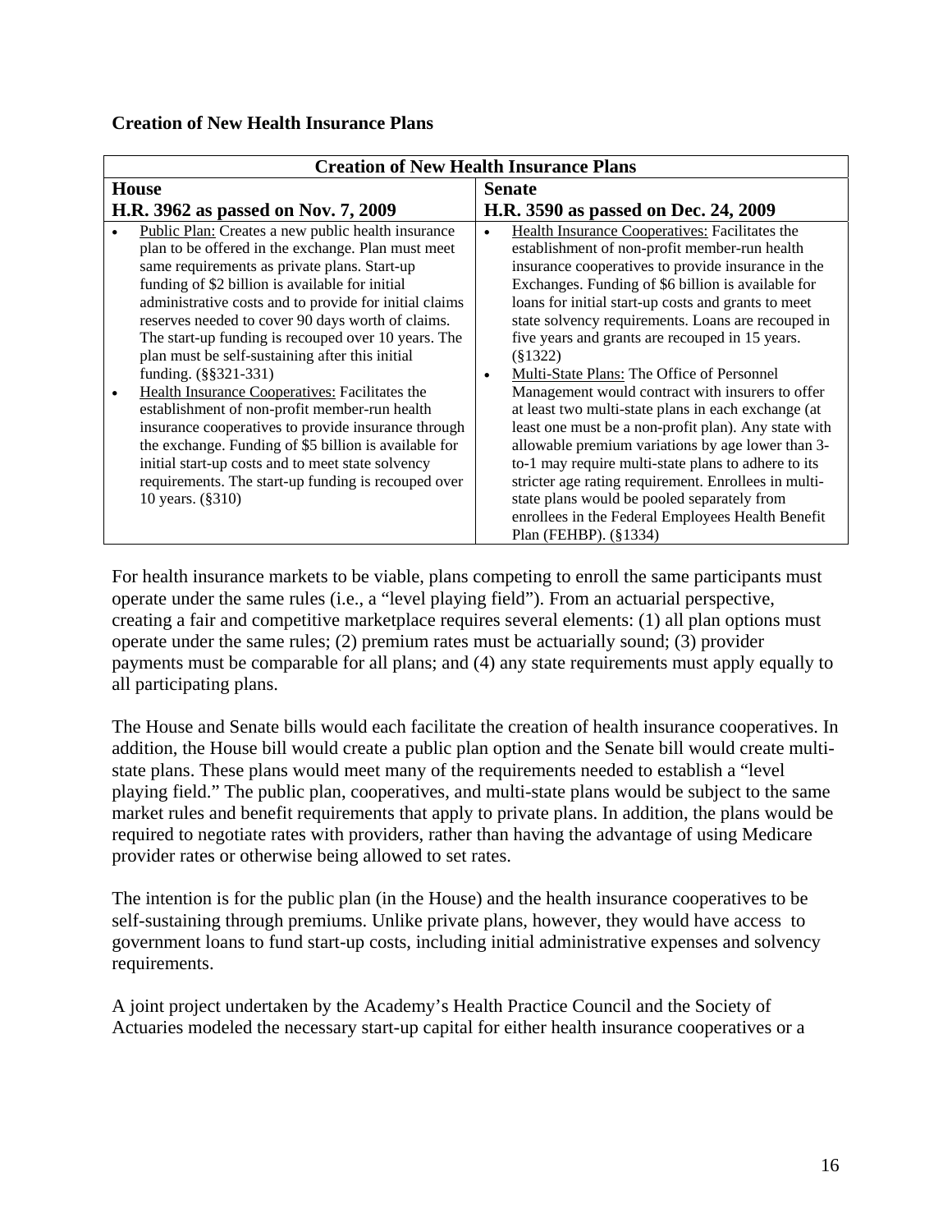**Creation of New Health Insurance Plans**

| Creation of New Health Insurance Plans | |
|---|---|
| **House**<br>**H.R. 3962 as passed on Nov. 7, 2009** | **Senate**<br>**H.R. 3590 as passed on Dec. 24, 2009** |
| • Public Plan: Creates a new public health insurance plan to be offered in the exchange. Plan must meet same requirements as private plans. Start-up funding of \$2 billion is available for initial administrative costs and to provide for initial claims reserves needed to cover 90 days worth of claims. The start-up funding is recouped over 10 years. The plan must be self-sustaining after this initial funding. (§§321-331)<br>• Health Insurance Cooperatives: Facilitates the establishment of non-profit member-run health insurance cooperatives to provide insurance through the exchange. Funding of \$5 billion is available for initial start-up costs and to meet state solvency requirements. The start-up funding is recouped over 10 years. (§310) | • Health Insurance Cooperatives: Facilitates the establishment of non-profit member-run health insurance cooperatives to provide insurance in the Exchanges. Funding of \$6 billion is available for loans for initial start-up costs and grants to meet state solvency requirements. Loans are recouped in five years and grants are recouped in 15 years. (§1322)<br>• Multi-State Plans: The Office of Personnel Management would contract with insurers to offer at least two multi-state plans in each exchange (at least one must be a non-profit plan). Any state with allowable premium variations by age lower than 3-to-1 may require multi-state plans to adhere to its stricter age rating requirement. Enrollees in multi-state plans would be pooled separately from enrollees in the Federal Employees Health Benefit Plan (FEHBP). (§1334) |

For health insurance markets to be viable, plans competing to enroll the same participants must operate under the same rules (i.e., a "level playing field"). From an actuarial perspective, creating a fair and competitive marketplace requires several elements: (1) all plan options must operate under the same rules; (2) premium rates must be actuarially sound; (3) provider payments must be comparable for all plans; and (4) any state requirements must apply equally to all participating plans.

The House and Senate bills would each facilitate the creation of health insurance cooperatives. In addition, the House bill would create a public plan option and the Senate bill would create multi-state plans. These plans would meet many of the requirements needed to establish a "level playing field." The public plan, cooperatives, and multi-state plans would be subject to the same market rules and benefit requirements that apply to private plans. In addition, the plans would be required to negotiate rates with providers, rather than having the advantage of using Medicare provider rates or otherwise being allowed to set rates.

The intention is for the public plan (in the House) and the health insurance cooperatives to be self-sustaining through premiums. Unlike private plans, however, they would have access to government loans to fund start-up costs, including initial administrative expenses and solvency requirements.

A joint project undertaken by the Academy's Health Practice Council and the Society of Actuaries modeled the necessary start-up capital for either health insurance cooperatives or a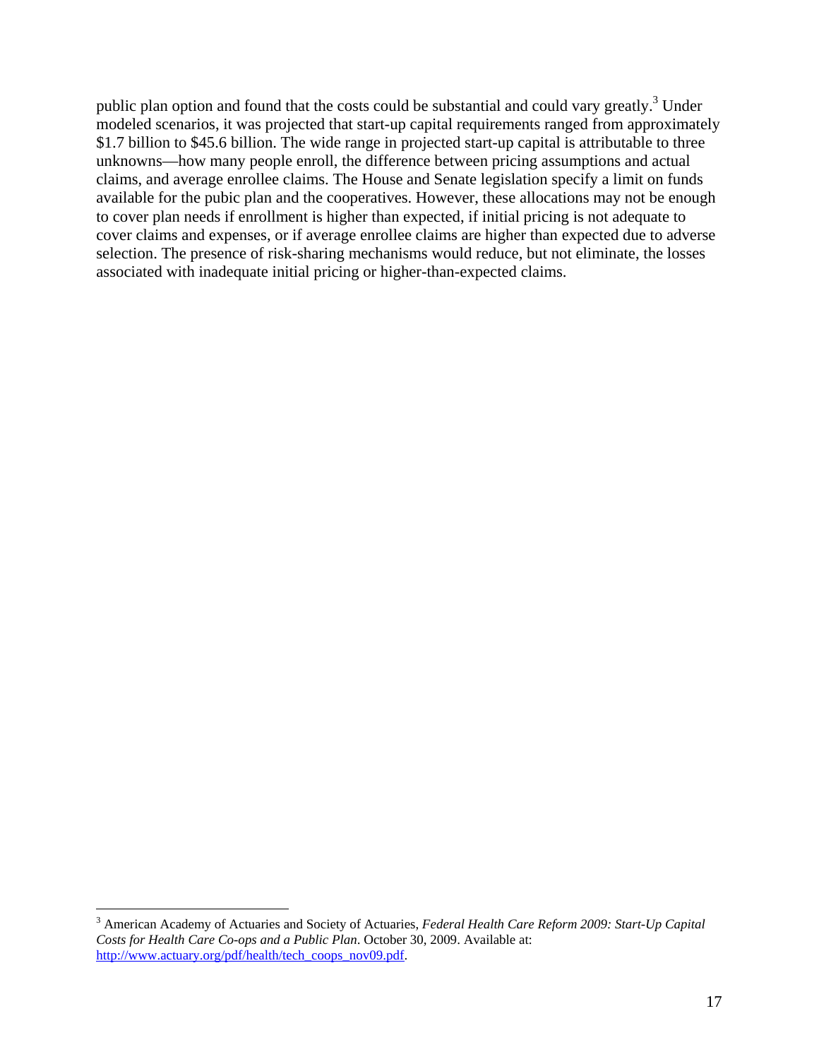public plan option and found that the costs could be substantial and could vary greatly.[3] Under modeled scenarios, it was projected that start-up capital requirements ranged from approximately $1.7 billion to $45.6 billion. The wide range in projected start-up capital is attributable to three unknowns—how many people enroll, the difference between pricing assumptions and actual claims, and average enrollee claims. The House and Senate legislation specify a limit on funds available for the pubic plan and the cooperatives. However, these allocations may not be enough to cover plan needs if enrollment is higher than expected, if initial pricing is not adequate to cover claims and expenses, or if average enrollee claims are higher than expected due to adverse selection. The presence of risk-sharing mechanisms would reduce, but not eliminate, the losses associated with inadequate initial pricing or higher-than-expected claims.

---

[3] American Academy of Actuaries and Society of Actuaries, *Federal Health Care Reform 2009: Start-Up Capital Costs for Health Care Co-ops and a Public Plan*. October 30, 2009. Available at: http://www.actuary.org/pdf/health/tech_coops_nov09.pdf.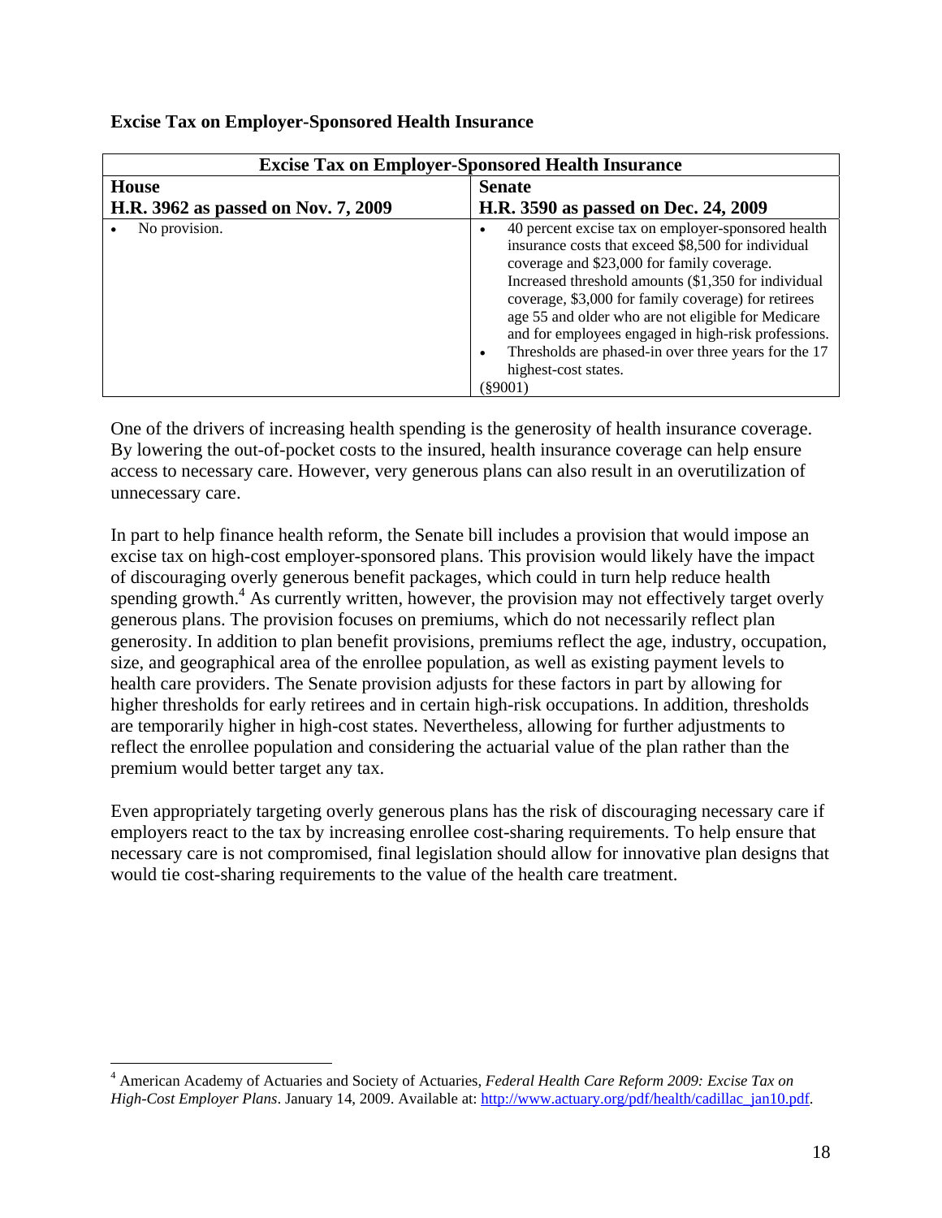**Excise Tax on Employer-Sponsored Health Insurance**

| Excise Tax on Employer-Sponsored Health Insurance | |
|---|---|
| **House**<br>**H.R. 3962 as passed on Nov. 7, 2009** | **Senate**<br>**H.R. 3590 as passed on Dec. 24, 2009** |
| • No provision. | • 40 percent excise tax on employer-sponsored health insurance costs that exceed $8,500 for individual coverage and $23,000 for family coverage. Increased threshold amounts ($1,350 for individual coverage, $3,000 for family coverage) for retirees age 55 and older who are not eligible for Medicare and for employees engaged in high-risk professions.<br>• Thresholds are phased-in over three years for the 17 highest-cost states.<br>(§9001) |

One of the drivers of increasing health spending is the generosity of health insurance coverage. By lowering the out-of-pocket costs to the insured, health insurance coverage can help ensure access to necessary care. However, very generous plans can also result in an overutilization of unnecessary care.

In part to help finance health reform, the Senate bill includes a provision that would impose an excise tax on high-cost employer-sponsored plans. This provision would likely have the impact of discouraging overly generous benefit packages, which could in turn help reduce health spending growth.[4] As currently written, however, the provision may not effectively target overly generous plans. The provision focuses on premiums, which do not necessarily reflect plan generosity. In addition to plan benefit provisions, premiums reflect the age, industry, occupation, size, and geographical area of the enrollee population, as well as existing payment levels to health care providers. The Senate provision adjusts for these factors in part by allowing for higher thresholds for early retirees and in certain high-risk occupations. In addition, thresholds are temporarily higher in high-cost states. Nevertheless, allowing for further adjustments to reflect the enrollee population and considering the actuarial value of the plan rather than the premium would better target any tax.

Even appropriately targeting overly generous plans has the risk of discouraging necessary care if employers react to the tax by increasing enrollee cost-sharing requirements. To help ensure that necessary care is not compromised, final legislation should allow for innovative plan designs that would tie cost-sharing requirements to the value of the health care treatment.

---

[4] American Academy of Actuaries and Society of Actuaries, *Federal Health Care Reform 2009: Excise Tax on High-Cost Employer Plans*. January 14, 2009. Available at: http://www.actuary.org/pdf/health/cadillac_jan10.pdf.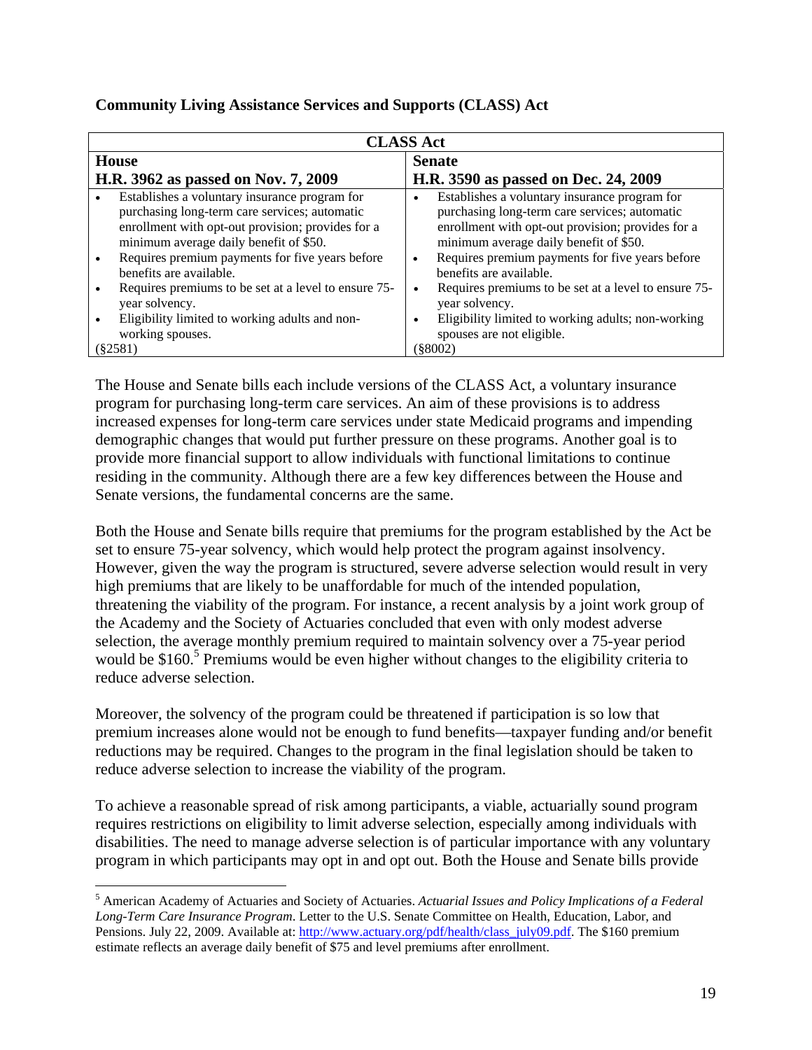**Community Living Assistance Services and Supports (CLASS) Act**

| CLASS Act | |
|---|---|
| **House**<br>**H.R. 3962 as passed on Nov. 7, 2009** | **Senate**<br>**H.R. 3590 as passed on Dec. 24, 2009** |
| • Establishes a voluntary insurance program for purchasing long-term care services; automatic enrollment with opt-out provision; provides for a minimum average daily benefit of $50.<br>• Requires premium payments for five years before benefits are available.<br>• Requires premiums to be set at a level to ensure 75-year solvency.<br>• Eligibility limited to working adults and non-working spouses.<br>(§2581) | • Establishes a voluntary insurance program for purchasing long-term care services; automatic enrollment with opt-out provision; provides for a minimum average daily benefit of $50.<br>• Requires premium payments for five years before benefits are available.<br>• Requires premiums to be set at a level to ensure 75-year solvency.<br>• Eligibility limited to working adults; non-working spouses are not eligible.<br>(§8002) |

The House and Senate bills each include versions of the CLASS Act, a voluntary insurance program for purchasing long-term care services. An aim of these provisions is to address increased expenses for long-term care services under state Medicaid programs and impending demographic changes that would put further pressure on these programs. Another goal is to provide more financial support to allow individuals with functional limitations to continue residing in the community. Although there are a few key differences between the House and Senate versions, the fundamental concerns are the same.

Both the House and Senate bills require that premiums for the program established by the Act be set to ensure 75-year solvency, which would help protect the program against insolvency. However, given the way the program is structured, severe adverse selection would result in very high premiums that are likely to be unaffordable for much of the intended population, threatening the viability of the program. For instance, a recent analysis by a joint work group of the Academy and the Society of Actuaries concluded that even with only modest adverse selection, the average monthly premium required to maintain solvency over a 75-year period would be $160.[5] Premiums would be even higher without changes to the eligibility criteria to reduce adverse selection.

Moreover, the solvency of the program could be threatened if participation is so low that premium increases alone would not be enough to fund benefits—taxpayer funding and/or benefit reductions may be required. Changes to the program in the final legislation should be taken to reduce adverse selection to increase the viability of the program.

To achieve a reasonable spread of risk among participants, a viable, actuarially sound program requires restrictions on eligibility to limit adverse selection, especially among individuals with disabilities. The need to manage adverse selection is of particular importance with any voluntary program in which participants may opt in and opt out. Both the House and Senate bills provide

[5] American Academy of Actuaries and Society of Actuaries. *Actuarial Issues and Policy Implications of a Federal Long-Term Care Insurance Program*. Letter to the U.S. Senate Committee on Health, Education, Labor, and Pensions. July 22, 2009. Available at: http://www.actuary.org/pdf/health/class_july09.pdf. The $160 premium estimate reflects an average daily benefit of $75 and level premiums after enrollment.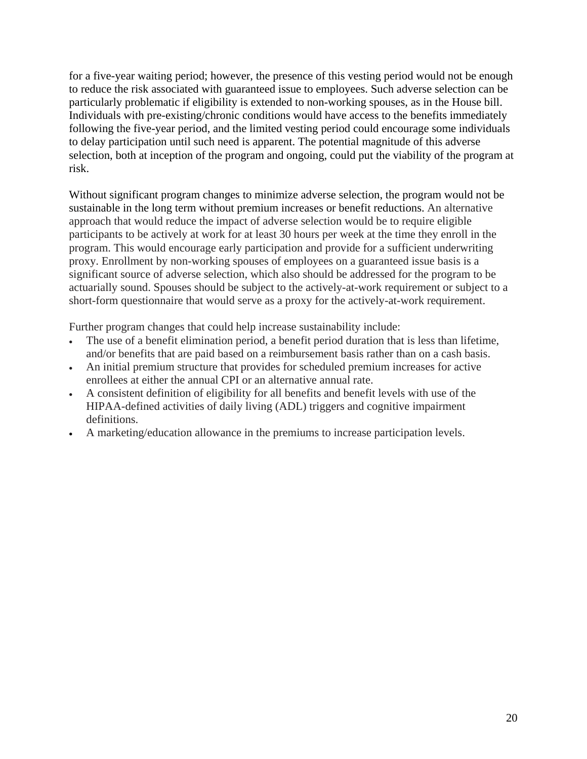for a five-year waiting period; however, the presence of this vesting period would not be enough to reduce the risk associated with guaranteed issue to employees. Such adverse selection can be particularly problematic if eligibility is extended to non-working spouses, as in the House bill. Individuals with pre-existing/chronic conditions would have access to the benefits immediately following the five-year period, and the limited vesting period could encourage some individuals to delay participation until such need is apparent. The potential magnitude of this adverse selection, both at inception of the program and ongoing, could put the viability of the program at risk.

Without significant program changes to minimize adverse selection, the program would not be sustainable in the long term without premium increases or benefit reductions. An alternative approach that would reduce the impact of adverse selection would be to require eligible participants to be actively at work for at least 30 hours per week at the time they enroll in the program. This would encourage early participation and provide for a sufficient underwriting proxy. Enrollment by non-working spouses of employees on a guaranteed issue basis is a significant source of adverse selection, which also should be addressed for the program to be actuarially sound. Spouses should be subject to the actively-at-work requirement or subject to a short-form questionnaire that would serve as a proxy for the actively-at-work requirement.

Further program changes that could help increase sustainability include:

- The use of a benefit elimination period, a benefit period duration that is less than lifetime, and/or benefits that are paid based on a reimbursement basis rather than on a cash basis.
- An initial premium structure that provides for scheduled premium increases for active enrollees at either the annual CPI or an alternative annual rate.
- A consistent definition of eligibility for all benefits and benefit levels with use of the HIPAA-defined activities of daily living (ADL) triggers and cognitive impairment definitions.
- A marketing/education allowance in the premiums to increase participation levels.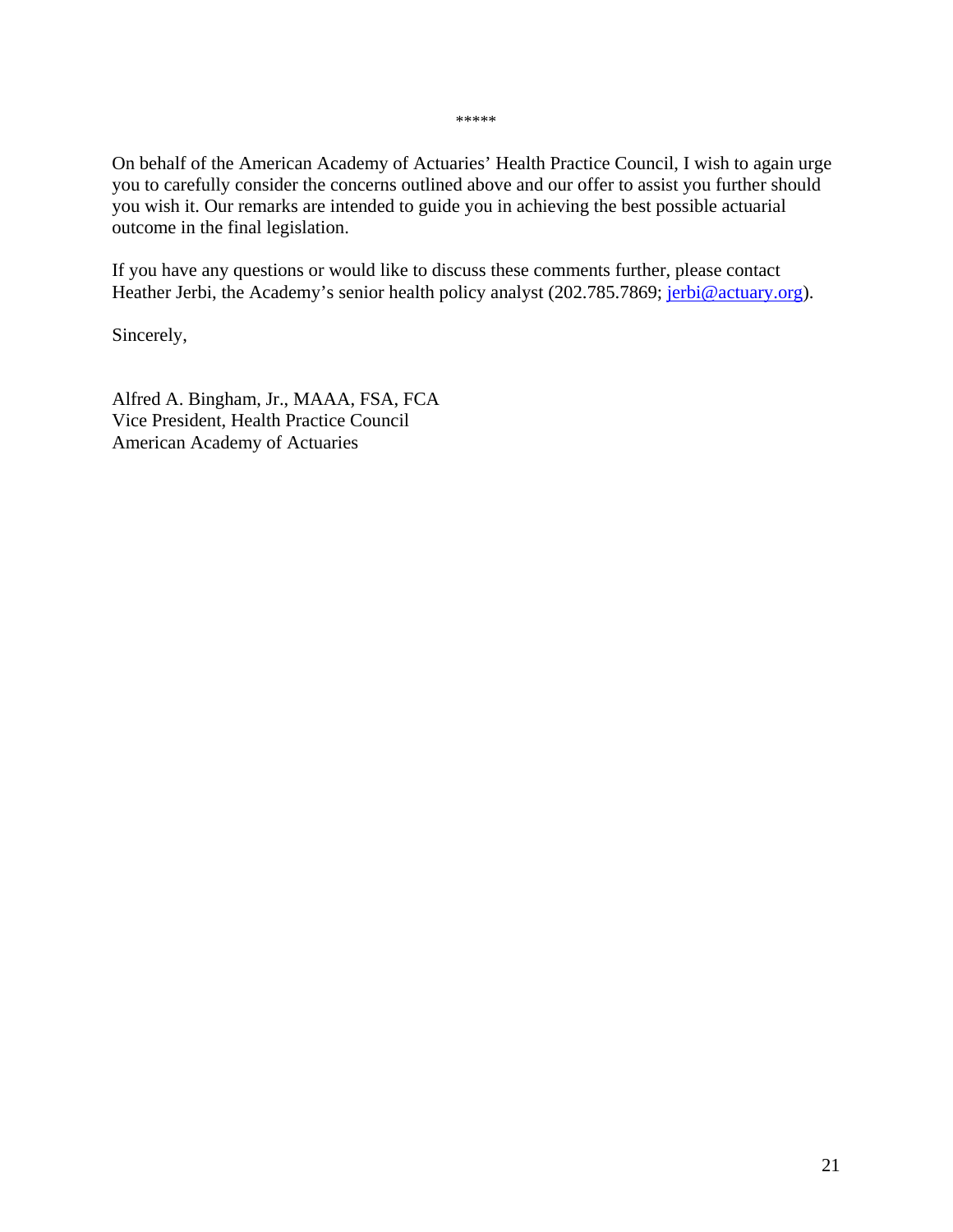\*\*\*\*\*

On behalf of the American Academy of Actuaries' Health Practice Council, I wish to again urge you to carefully consider the concerns outlined above and our offer to assist you further should you wish it. Our remarks are intended to guide you in achieving the best possible actuarial outcome in the final legislation.

If you have any questions or would like to discuss these comments further, please contact Heather Jerbi, the Academy's senior health policy analyst (202.785.7869; jerbi@actuary.org).

Sincerely,

Alfred A. Bingham, Jr., MAAA, FSA, FCA
Vice President, Health Practice Council
American Academy of Actuaries